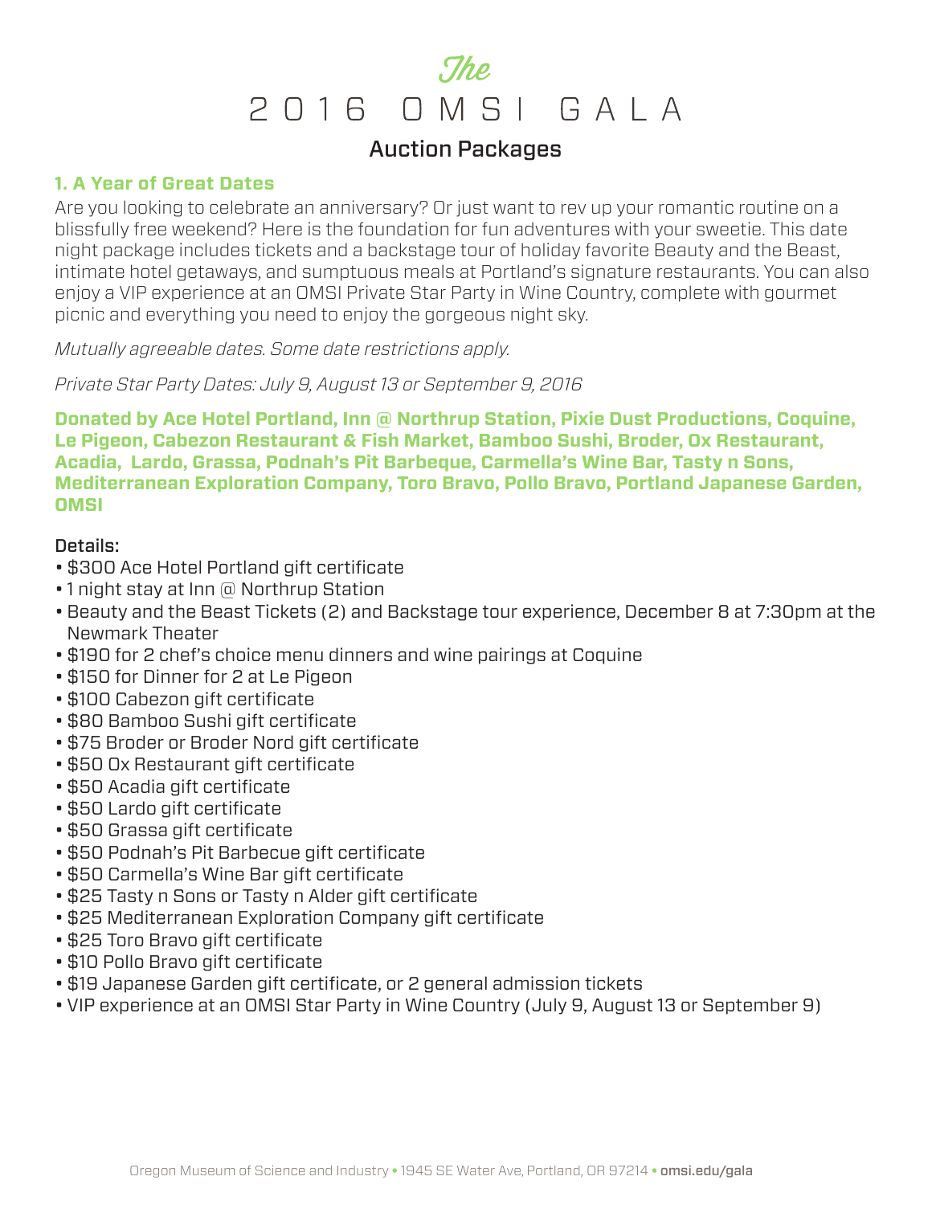# *The* 2016 OMSI GALA

## Auction Packages

### 1. A Year of Great Dates

Are you looking to celebrate an anniversary? Or just want to rev up your romantic routine on a blissfully free weekend? Here is the foundation for fun adventures with your sweetie. This date night package includes tickets and a backstage tour of holiday favorite Beauty and the Beast, intimate hotel getaways, and sumptuous meals at Portland's signature restaurants. You can also enjoy a VIP experience at an OMSI Private Star Party in Wine Country, complete with gourmet picnic and everything you need to enjoy the gorgeous night sky.

*Mutually agreeable dates. Some date restrictions apply.*

*Private Star Party Dates: July 9, August 13 or September 9, 2016*

**Donated by Ace Hotel Portland, Inn @ Northrup Station, Pixie Dust Productions, Coquine, Le Pigeon, Cabezon Restaurant & Fish Market, Bamboo Sushi, Broder, Ox Restaurant, Acadia, Lardo, Grassa, Podnah's Pit Barbeque, Carmella's Wine Bar, Tasty n Sons, Mediterranean Exploration Company, Toro Bravo, Pollo Bravo, Portland Japanese Garden, OMSI**

Details:

- $300 Ace Hotel Portland gift certificate
- 1 night stay at Inn @ Northrup Station
- Beauty and the Beast Tickets (2) and Backstage tour experience, December 8 at 7:30pm at the Newmark Theater
- $190 for 2 chef's choice menu dinners and wine pairings at Coquine
- $150 for Dinner for 2 at Le Pigeon
- $100 Cabezon gift certificate
- $80 Bamboo Sushi gift certificate
- $75 Broder or Broder Nord gift certificate
- $50 Ox Restaurant gift certificate
- $50 Acadia gift certificate
- $50 Lardo gift certificate
- $50 Grassa gift certificate
- $50 Podnah's Pit Barbecue gift certificate
- $50 Carmella's Wine Bar gift certificate
- $25 Tasty n Sons or Tasty n Alder gift certificate
- $25 Mediterranean Exploration Company gift certificate
- $25 Toro Bravo gift certificate
- $10 Pollo Bravo gift certificate
- $19 Japanese Garden gift certificate, or 2 general admission tickets
- VIP experience at an OMSI Star Party in Wine Country (July 9, August 13 or September 9)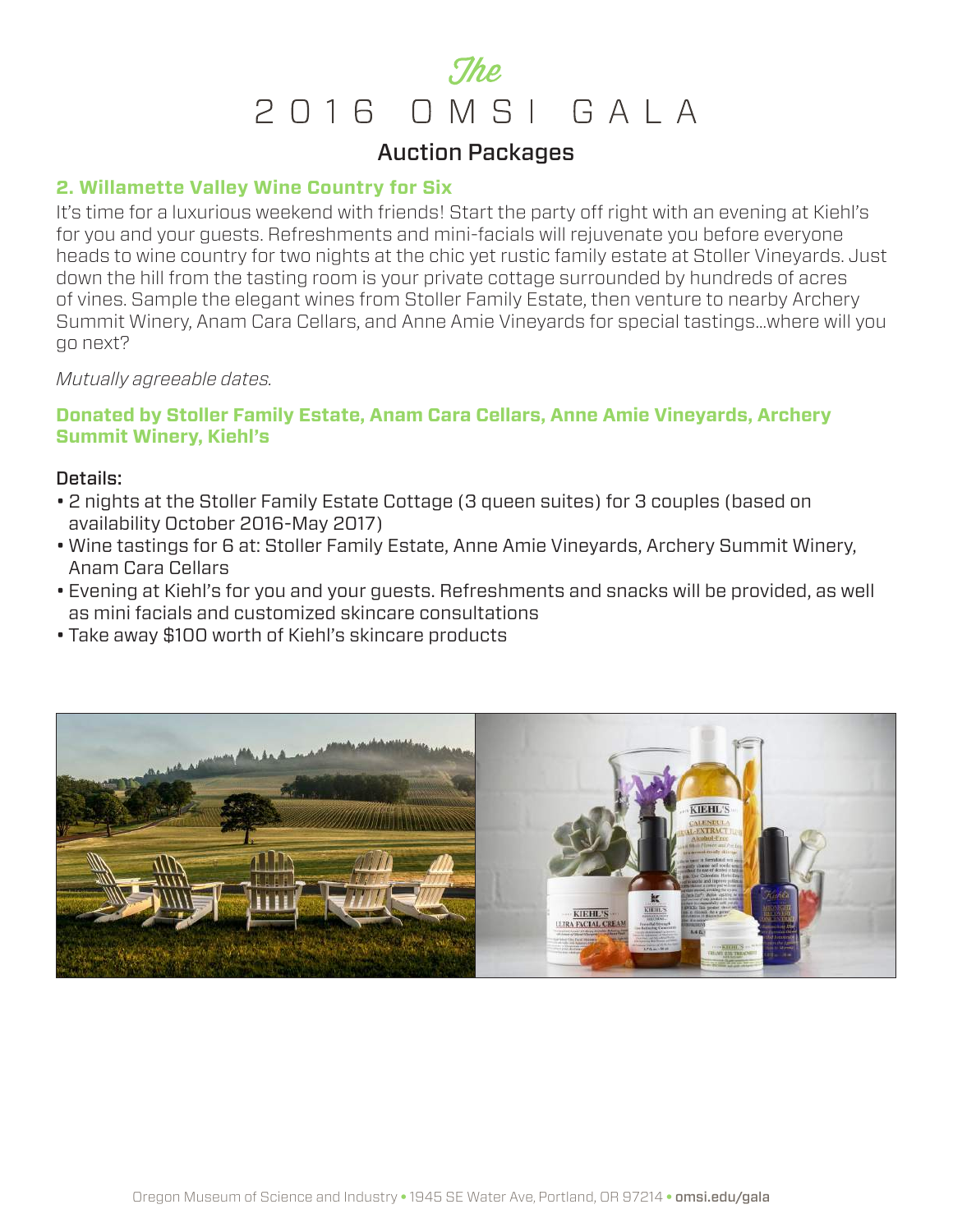# The 2016 OMSI GALA

## Auction Packages

### 2. Willamette Valley Wine Country for Six

It's time for a luxurious weekend with friends! Start the party off right with an evening at Kiehl's for you and your guests. Refreshments and mini-facials will rejuvenate you before everyone heads to wine country for two nights at the chic yet rustic family estate at Stoller Vineyards. Just down the hill from the tasting room is your private cottage surrounded by hundreds of acres of vines. Sample the elegant wines from Stoller Family Estate, then venture to nearby Archery Summit Winery, Anam Cara Cellars, and Anne Amie Vineyards for special tastings...where will you go next?

*Mutually agreeable dates.*

**Donated by Stoller Family Estate, Anam Cara Cellars, Anne Amie Vineyards, Archery Summit Winery, Kiehl's**

**Details:**

- 2 nights at the Stoller Family Estate Cottage (3 queen suites) for 3 couples (based on availability October 2016-May 2017)
- Wine tastings for 6 at: Stoller Family Estate, Anne Amie Vineyards, Archery Summit Winery, Anam Cara Cellars
- Evening at Kiehl's for you and your guests. Refreshments and snacks will be provided, as well as mini facials and customized skincare consultations
- Take away $100 worth of Kiehl's skincare products

Oregon Museum of Science and Industry • 1945 SE Water Ave, Portland, OR 97214 • omsi.edu/gala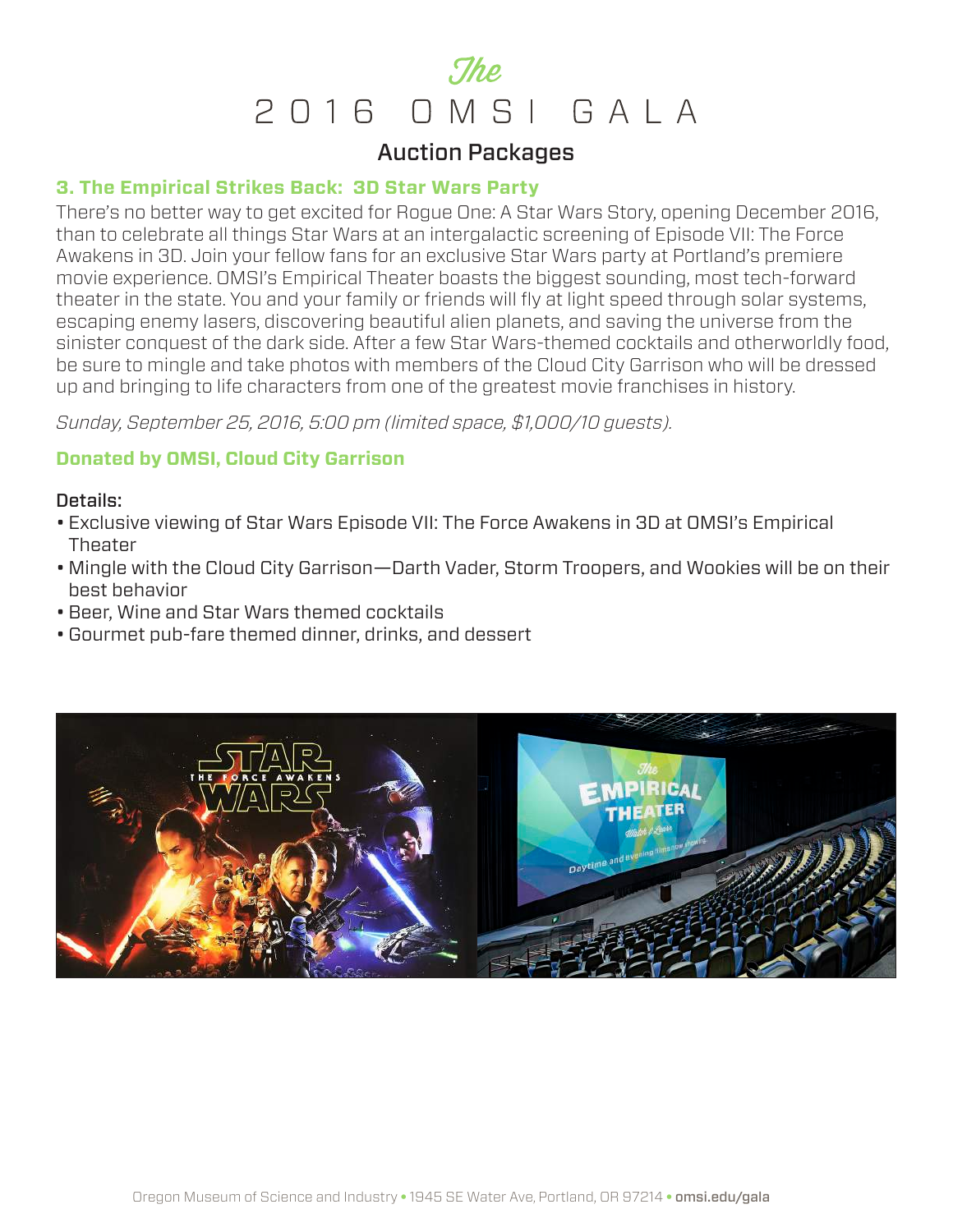# The 2016 OMSI GALA

## Auction Packages

### 3. The Empirical Strikes Back: 3D Star Wars Party

There's no better way to get excited for Rogue One: A Star Wars Story, opening December 2016, than to celebrate all things Star Wars at an intergalactic screening of Episode VII: The Force Awakens in 3D. Join your fellow fans for an exclusive Star Wars party at Portland's premiere movie experience. OMSI's Empirical Theater boasts the biggest sounding, most tech-forward theater in the state. You and your family or friends will fly at light speed through solar systems, escaping enemy lasers, discovering beautiful alien planets, and saving the universe from the sinister conquest of the dark side. After a few Star Wars-themed cocktails and otherworldly food, be sure to mingle and take photos with members of the Cloud City Garrison who will be dressed up and bringing to life characters from one of the greatest movie franchises in history.

*Sunday, September 25, 2016, 5:00 pm (limited space, $1,000/10 guests).*

**Donated by OMSI, Cloud City Garrison**

Details:

- Exclusive viewing of Star Wars Episode VII: The Force Awakens in 3D at OMSI's Empirical Theater
- Mingle with the Cloud City Garrison—Darth Vader, Storm Troopers, and Wookies will be on their best behavior
- Beer, Wine and Star Wars themed cocktails
- Gourmet pub-fare themed dinner, drinks, and dessert

Oregon Museum of Science and Industry • 1945 SE Water Ave, Portland, OR 97214 • omsi.edu/gala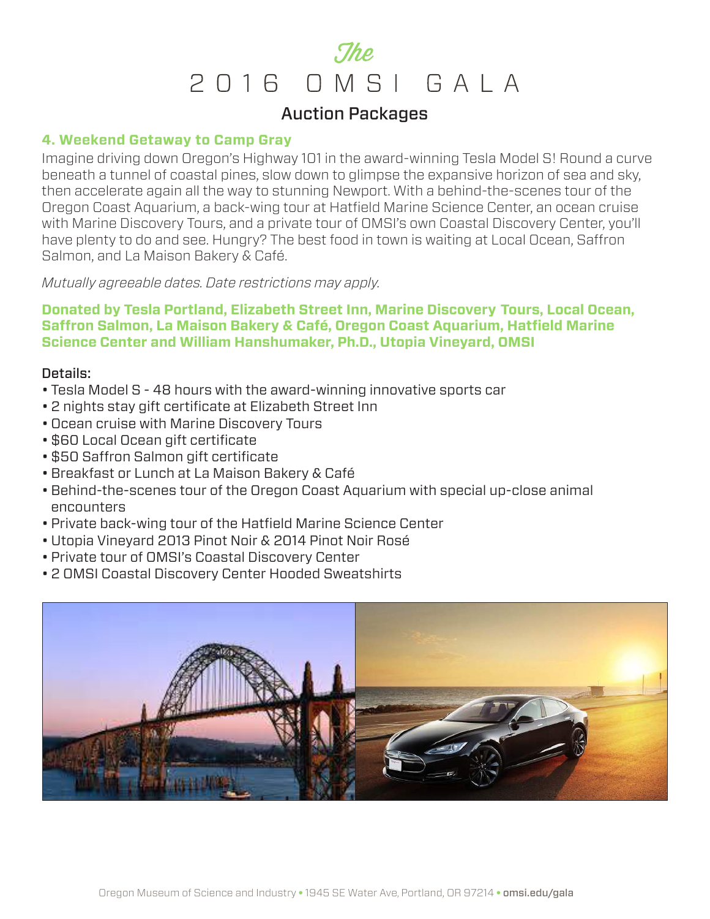# The 2016 OMSI GALA

## Auction Packages

### 4. Weekend Getaway to Camp Gray

Imagine driving down Oregon's Highway 101 in the award-winning Tesla Model S! Round a curve beneath a tunnel of coastal pines, slow down to glimpse the expansive horizon of sea and sky, then accelerate again all the way to stunning Newport. With a behind-the-scenes tour of the Oregon Coast Aquarium, a back-wing tour at Hatfield Marine Science Center, an ocean cruise with Marine Discovery Tours, and a private tour of OMSI's own Coastal Discovery Center, you'll have plenty to do and see. Hungry? The best food in town is waiting at Local Ocean, Saffron Salmon, and La Maison Bakery & Café.

*Mutually agreeable dates. Date restrictions may apply.*

**Donated by Tesla Portland, Elizabeth Street Inn, Marine Discovery Tours, Local Ocean, Saffron Salmon, La Maison Bakery & Café, Oregon Coast Aquarium, Hatfield Marine Science Center and William Hanshumaker, Ph.D., Utopia Vineyard, OMSI**

Details:

- Tesla Model S - 48 hours with the award-winning innovative sports car
- 2 nights stay gift certificate at Elizabeth Street Inn
- Ocean cruise with Marine Discovery Tours
- $60 Local Ocean gift certificate
- $50 Saffron Salmon gift certificate
- Breakfast or Lunch at La Maison Bakery & Café
- Behind-the-scenes tour of the Oregon Coast Aquarium with special up-close animal encounters
- Private back-wing tour of the Hatfield Marine Science Center
- Utopia Vineyard 2013 Pinot Noir & 2014 Pinot Noir Rosé
- Private tour of OMSI's Coastal Discovery Center
- 2 OMSI Coastal Discovery Center Hooded Sweatshirts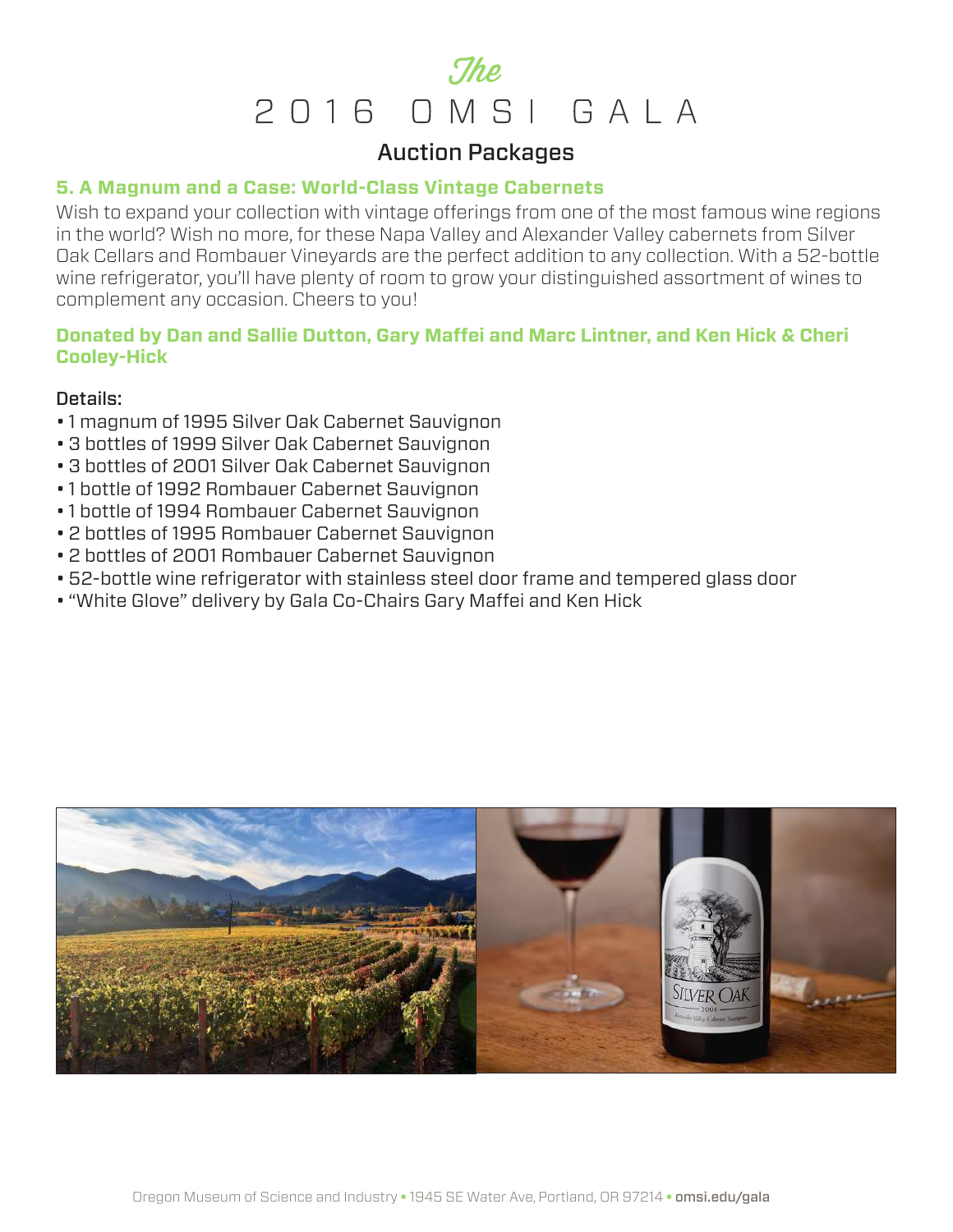# The 2016 OMSI GALA

## Auction Packages

### 5. A Magnum and a Case: World-Class Vintage Cabernets

Wish to expand your collection with vintage offerings from one of the most famous wine regions in the world? Wish no more, for these Napa Valley and Alexander Valley cabernets from Silver Oak Cellars and Rombauer Vineyards are the perfect addition to any collection. With a 52-bottle wine refrigerator, you'll have plenty of room to grow your distinguished assortment of wines to complement any occasion. Cheers to you!

**Donated by Dan and Sallie Dutton, Gary Maffei and Marc Lintner, and Ken Hick & Cheri Cooley-Hick**

Details:

- 1 magnum of 1995 Silver Oak Cabernet Sauvignon
- 3 bottles of 1999 Silver Oak Cabernet Sauvignon
- 3 bottles of 2001 Silver Oak Cabernet Sauvignon
- 1 bottle of 1992 Rombauer Cabernet Sauvignon
- 1 bottle of 1994 Rombauer Cabernet Sauvignon
- 2 bottles of 1995 Rombauer Cabernet Sauvignon
- 2 bottles of 2001 Rombauer Cabernet Sauvignon
- 52-bottle wine refrigerator with stainless steel door frame and tempered glass door
- "White Glove" delivery by Gala Co-Chairs Gary Maffei and Ken Hick

Oregon Museum of Science and Industry • 1945 SE Water Ave, Portland, OR 97214 • omsi.edu/gala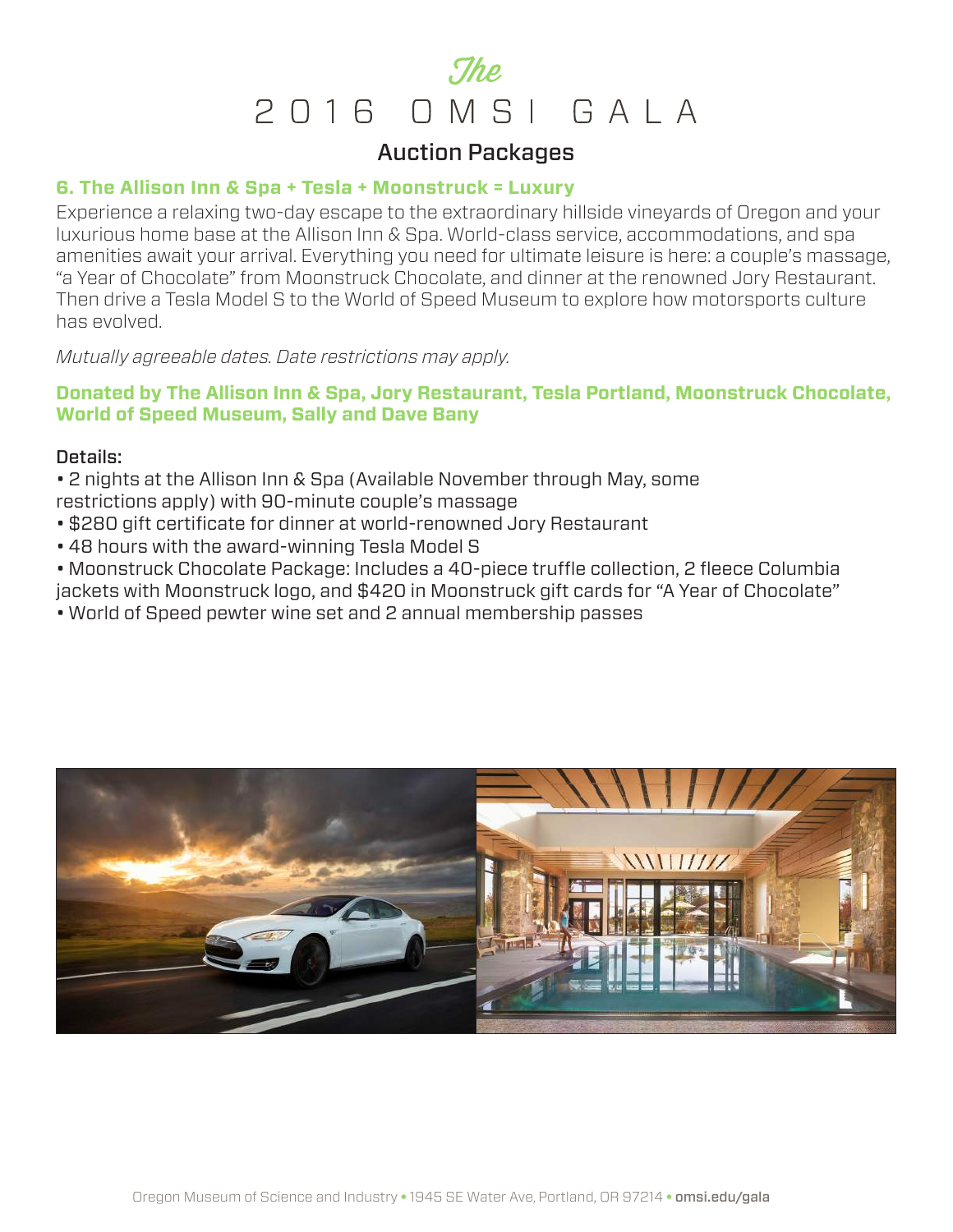# *The* 2016 OMSI GALA

## Auction Packages

### 6. The Allison Inn & Spa + Tesla + Moonstruck = Luxury

Experience a relaxing two-day escape to the extraordinary hillside vineyards of Oregon and your luxurious home base at the Allison Inn & Spa. World-class service, accommodations, and spa amenities await your arrival. Everything you need for ultimate leisure is here: a couple's massage, "a Year of Chocolate" from Moonstruck Chocolate, and dinner at the renowned Jory Restaurant. Then drive a Tesla Model S to the World of Speed Museum to explore how motorsports culture has evolved.

*Mutually agreeable dates. Date restrictions may apply.*

**Donated by The Allison Inn & Spa, Jory Restaurant, Tesla Portland, Moonstruck Chocolate, World of Speed Museum, Sally and Dave Bany**

**Details:**

- 2 nights at the Allison Inn & Spa (Available November through May, some restrictions apply) with 90-minute couple's massage
- $280 gift certificate for dinner at world-renowned Jory Restaurant
- 48 hours with the award-winning Tesla Model S
- Moonstruck Chocolate Package: Includes a 40-piece truffle collection, 2 fleece Columbia jackets with Moonstruck logo, and $420 in Moonstruck gift cards for "A Year of Chocolate"
- World of Speed pewter wine set and 2 annual membership passes

Oregon Museum of Science and Industry • 1945 SE Water Ave, Portland, OR 97214 • omsi.edu/gala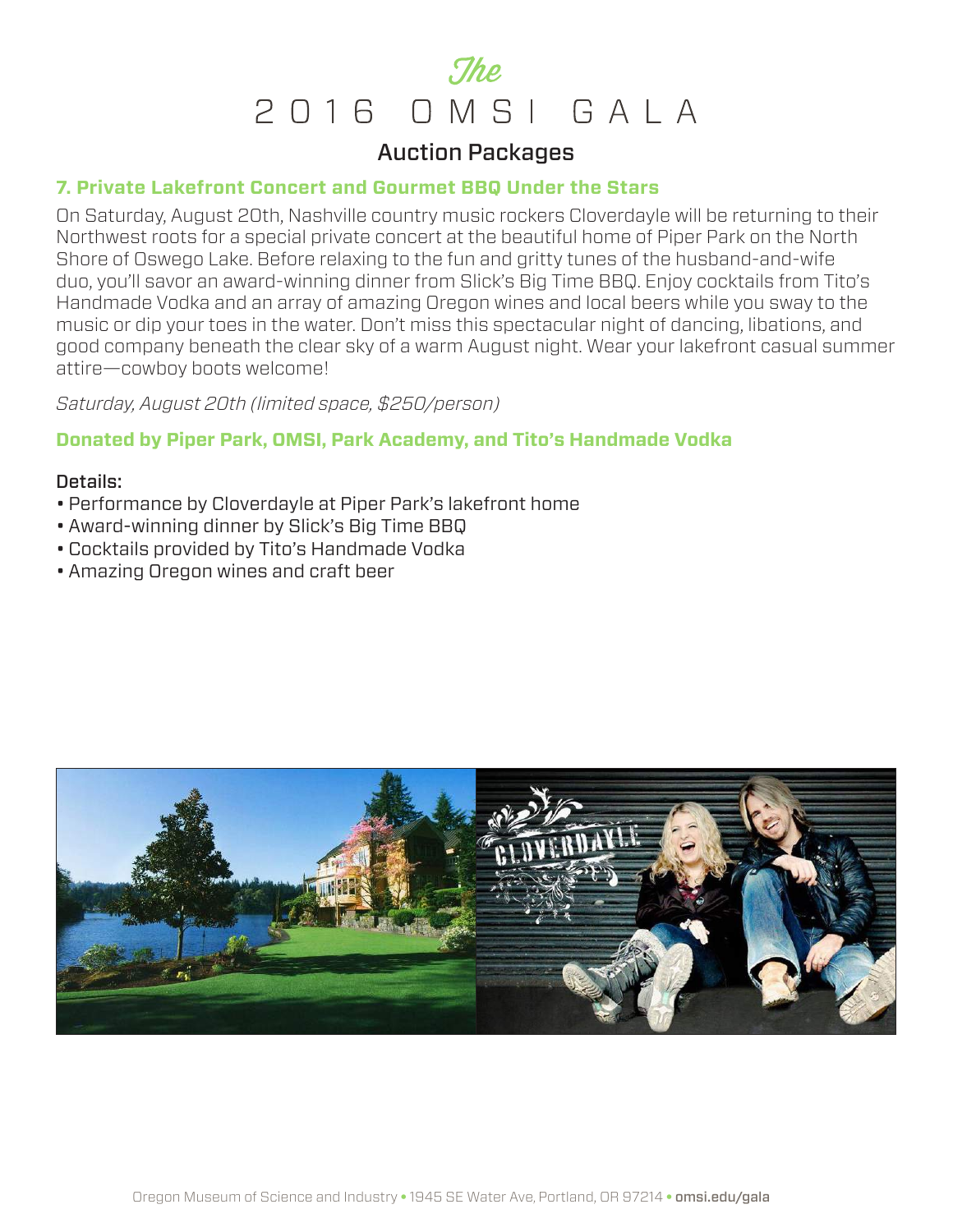# *The* 2016 OMSI GALA

## Auction Packages

### 7. Private Lakefront Concert and Gourmet BBQ Under the Stars

On Saturday, August 20th, Nashville country music rockers Cloverdayle will be returning to their Northwest roots for a special private concert at the beautiful home of Piper Park on the North Shore of Oswego Lake. Before relaxing to the fun and gritty tunes of the husband-and-wife duo, you'll savor an award-winning dinner from Slick's Big Time BBQ. Enjoy cocktails from Tito's Handmade Vodka and an array of amazing Oregon wines and local beers while you sway to the music or dip your toes in the water. Don't miss this spectacular night of dancing, libations, and good company beneath the clear sky of a warm August night. Wear your lakefront casual summer attire—cowboy boots welcome!

*Saturday, August 20th (limited space, $250/person)*

**Donated by Piper Park, OMSI, Park Academy, and Tito's Handmade Vodka**

**Details:**

- Performance by Cloverdayle at Piper Park's lakefront home
- Award-winning dinner by Slick's Big Time BBQ
- Cocktails provided by Tito's Handmade Vodka
- Amazing Oregon wines and craft beer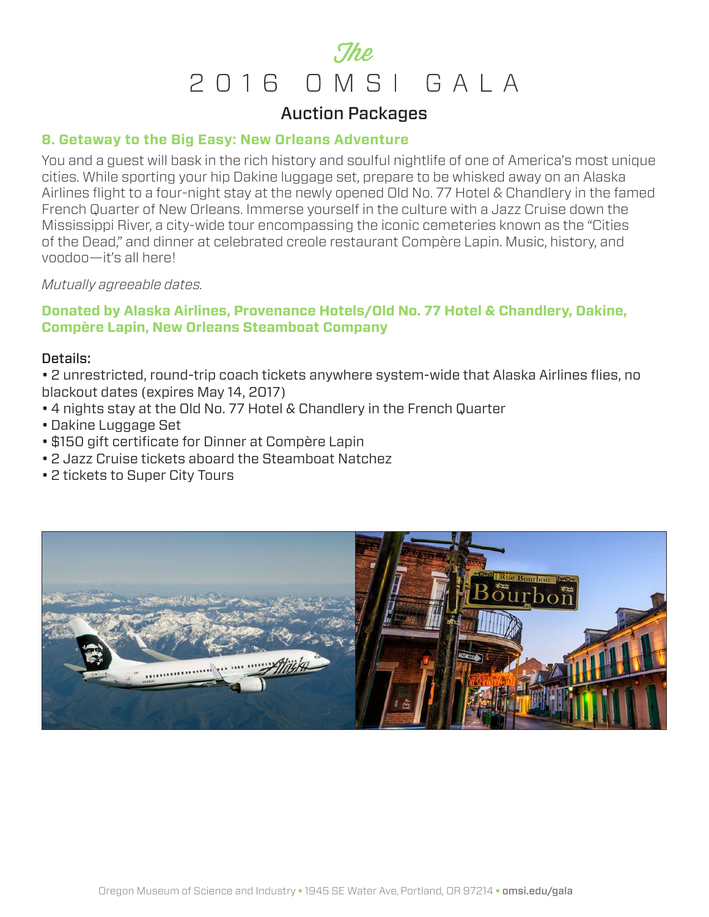# The 2016 OMSI GALA

## Auction Packages

### 8. Getaway to the Big Easy: New Orleans Adventure

You and a guest will bask in the rich history and soulful nightlife of one of America's most unique cities. While sporting your hip Dakine luggage set, prepare to be whisked away on an Alaska Airlines flight to a four-night stay at the newly opened Old No. 77 Hotel & Chandlery in the famed French Quarter of New Orleans. Immerse yourself in the culture with a Jazz Cruise down the Mississippi River, a city-wide tour encompassing the iconic cemeteries known as the "Cities of the Dead," and dinner at celebrated creole restaurant Compère Lapin. Music, history, and voodoo—it's all here!

*Mutually agreeable dates.*

**Donated by Alaska Airlines, Provenance Hotels/Old No. 77 Hotel & Chandlery, Dakine, Compère Lapin, New Orleans Steamboat Company**

**Details:**

- 2 unrestricted, round-trip coach tickets anywhere system-wide that Alaska Airlines flies, no blackout dates (expires May 14, 2017)
- 4 nights stay at the Old No. 77 Hotel & Chandlery in the French Quarter
- Dakine Luggage Set
- $150 gift certificate for Dinner at Compère Lapin
- 2 Jazz Cruise tickets aboard the Steamboat Natchez
- 2 tickets to Super City Tours

Oregon Museum of Science and Industry • 1945 SE Water Ave, Portland, OR 97214 • omsi.edu/gala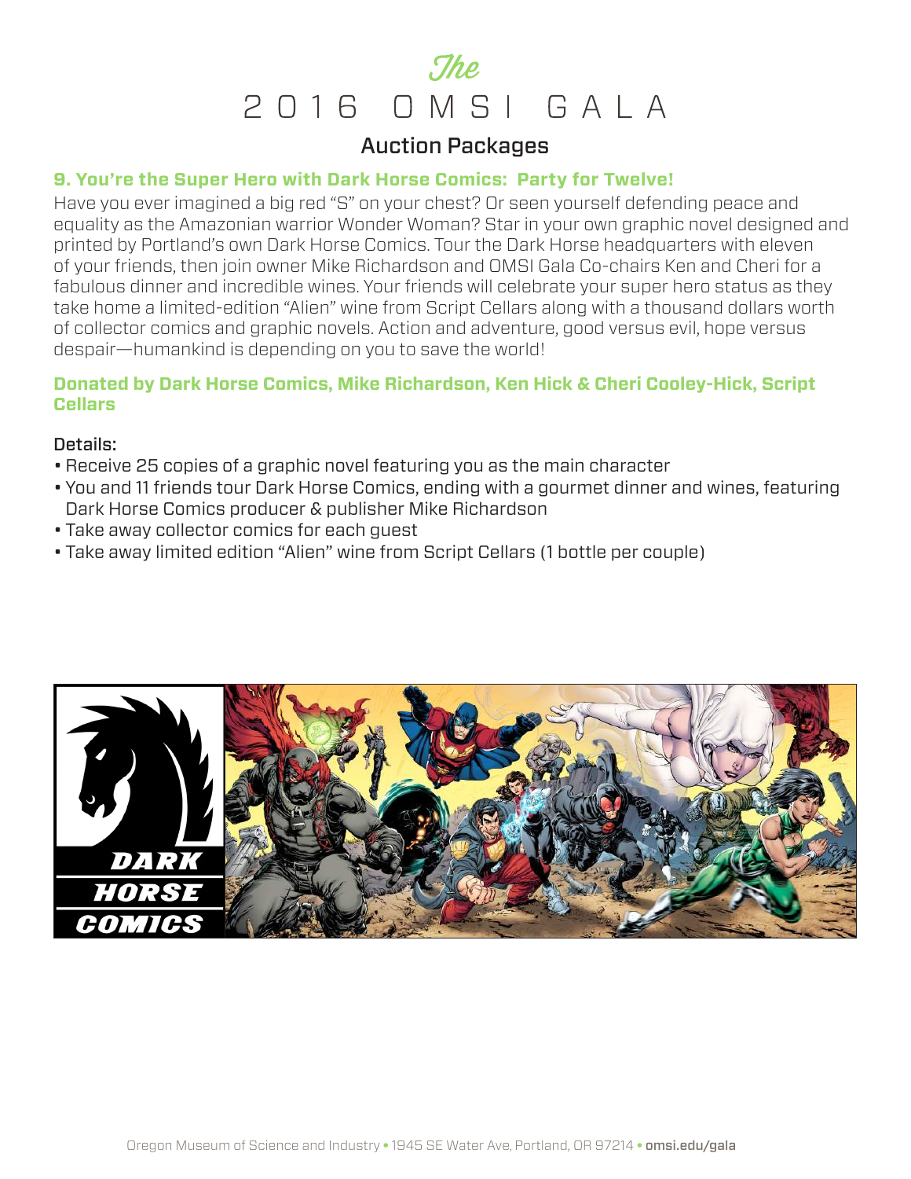# *The* 2016 OMSI GALA

## Auction Packages

### 9. You're the Super Hero with Dark Horse Comics: Party for Twelve!

Have you ever imagined a big red "S" on your chest? Or seen yourself defending peace and equality as the Amazonian warrior Wonder Woman? Star in your own graphic novel designed and printed by Portland's own Dark Horse Comics. Tour the Dark Horse headquarters with eleven of your friends, then join owner Mike Richardson and OMSI Gala Co-chairs Ken and Cheri for a fabulous dinner and incredible wines. Your friends will celebrate your super hero status as they take home a limited-edition "Alien" wine from Script Cellars along with a thousand dollars worth of collector comics and graphic novels. Action and adventure, good versus evil, hope versus despair—humankind is depending on you to save the world!

**Donated by Dark Horse Comics, Mike Richardson, Ken Hick & Cheri Cooley-Hick, Script Cellars**

Details:

- Receive 25 copies of a graphic novel featuring you as the main character
- You and 11 friends tour Dark Horse Comics, ending with a gourmet dinner and wines, featuring Dark Horse Comics producer & publisher Mike Richardson
- Take away collector comics for each guest
- Take away limited edition "Alien" wine from Script Cellars (1 bottle per couple)

Oregon Museum of Science and Industry • 1945 SE Water Ave, Portland, OR 97214 • omsi.edu/gala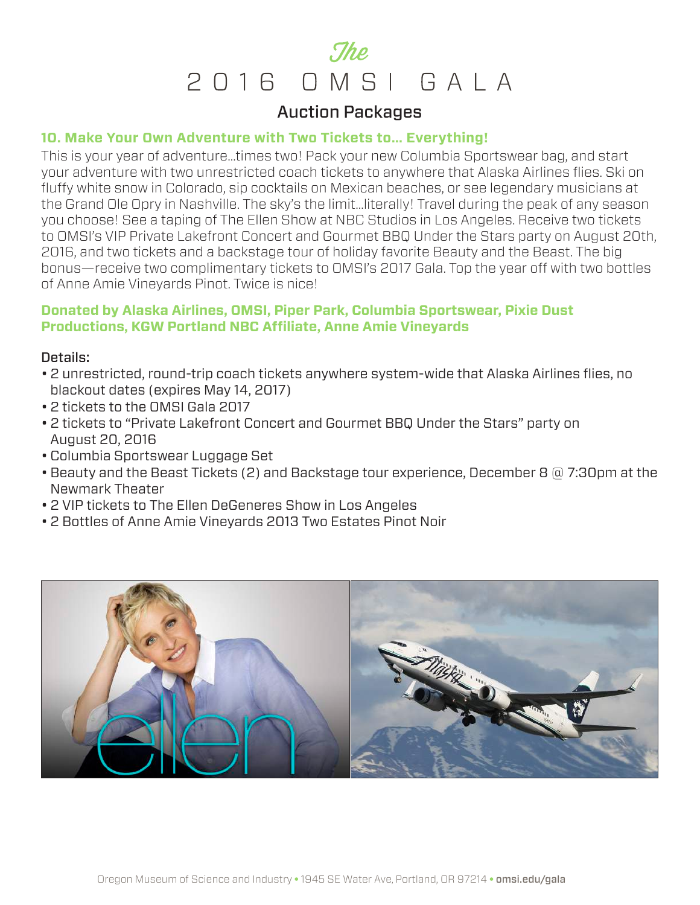# The 2016 OMSI GALA

## Auction Packages

### 10. Make Your Own Adventure with Two Tickets to... Everything!

This is your year of adventure...times two! Pack your new Columbia Sportswear bag, and start your adventure with two unrestricted coach tickets to anywhere that Alaska Airlines flies. Ski on fluffy white snow in Colorado, sip cocktails on Mexican beaches, or see legendary musicians at the Grand Ole Opry in Nashville. The sky's the limit...literally! Travel during the peak of any season you choose! See a taping of The Ellen Show at NBC Studios in Los Angeles. Receive two tickets to OMSI's VIP Private Lakefront Concert and Gourmet BBQ Under the Stars party on August 20th, 2016, and two tickets and a backstage tour of holiday favorite Beauty and the Beast. The big bonus—receive two complimentary tickets to OMSI's 2017 Gala. Top the year off with two bottles of Anne Amie Vineyards Pinot. Twice is nice!

**Donated by Alaska Airlines, OMSI, Piper Park, Columbia Sportswear, Pixie Dust Productions, KGW Portland NBC Affiliate, Anne Amie Vineyards**

Details:

- 2 unrestricted, round-trip coach tickets anywhere system-wide that Alaska Airlines flies, no blackout dates (expires May 14, 2017)
- 2 tickets to the OMSI Gala 2017
- 2 tickets to "Private Lakefront Concert and Gourmet BBQ Under the Stars" party on August 20, 2016
- Columbia Sportswear Luggage Set
- Beauty and the Beast Tickets (2) and Backstage tour experience, December 8 @ 7:30pm at the Newmark Theater
- 2 VIP tickets to The Ellen DeGeneres Show in Los Angeles
- 2 Bottles of Anne Amie Vineyards 2013 Two Estates Pinot Noir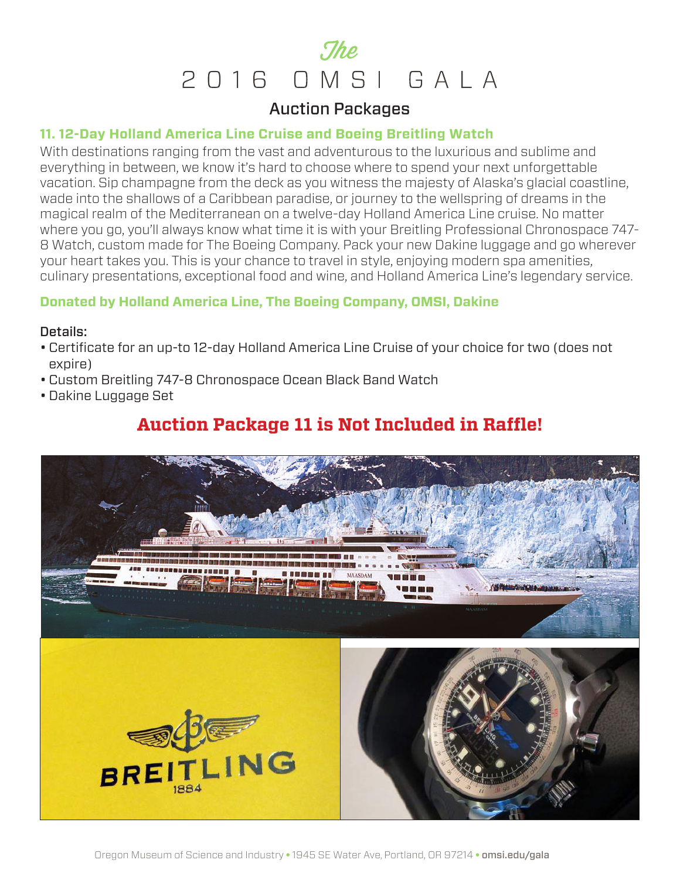# *The* 2016 OMSI GALA

## Auction Packages

### 11. 12-Day Holland America Line Cruise and Boeing Breitling Watch

With destinations ranging from the vast and adventurous to the luxurious and sublime and everything in between, we know it's hard to choose where to spend your next unforgettable vacation. Sip champagne from the deck as you witness the majesty of Alaska's glacial coastline, wade into the shallows of a Caribbean paradise, or journey to the wellspring of dreams in the magical realm of the Mediterranean on a twelve-day Holland America Line cruise. No matter where you go, you'll always know what time it is with your Breitling Professional Chronospace 747-8 Watch, custom made for The Boeing Company. Pack your new Dakine luggage and go wherever your heart takes you. This is your chance to travel in style, enjoying modern spa amenities, culinary presentations, exceptional food and wine, and Holland America Line's legendary service.

**Donated by Holland America Line, The Boeing Company, OMSI, Dakine**

**Details:**

- Certificate for an up-to 12-day Holland America Line Cruise of your choice for two (does not expire)
- Custom Breitling 747-8 Chronospace Ocean Black Band Watch
- Dakine Luggage Set

**Auction Package 11 is Not Included in Raffle!**

Oregon Museum of Science and Industry • 1945 SE Water Ave, Portland, OR 97214 • omsi.edu/gala